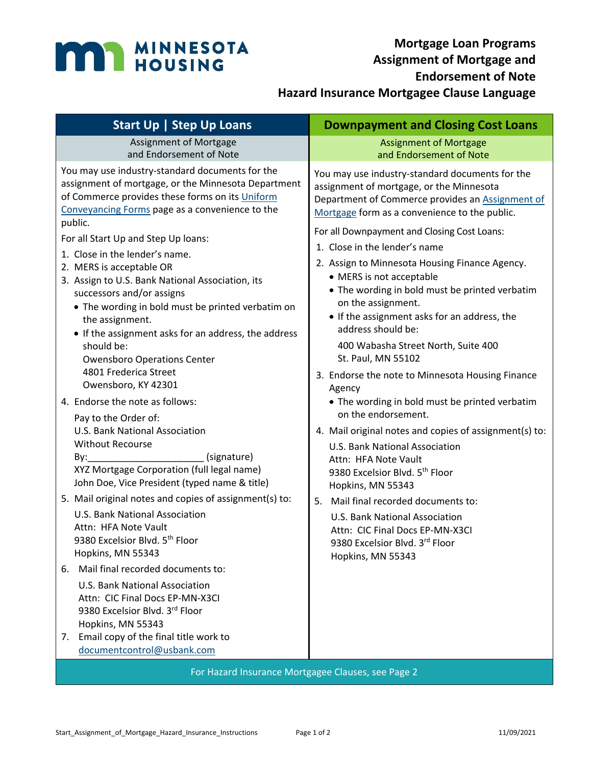MINNESOTA HOUSING

# Mortgage Loan Programs
# Assignment of Mortgage and Endorsement of Note
# Hazard Insurance Mortgagee Clause Language

## Start Up | Step Up Loans

### Assignment of Mortgage and Endorsement of Note

You may use industry-standard documents for the assignment of mortgage, or the Minnesota Department of Commerce provides these forms on its Uniform Conveyancing Forms page as a convenience to the public.

For all Start Up and Step Up loans:

1. Close in the lender's name.
2. MERS is acceptable OR
3. Assign to U.S. Bank National Association, its successors and/or assigns
   - The wording in bold must be printed verbatim on the assignment.
   - If the assignment asks for an address, the address should be:
     Owensboro Operations Center
     4801 Frederica Street
     Owensboro, KY 42301
4. Endorse the note as follows:

   Pay to the Order of:
   U.S. Bank National Association
   Without Recourse
   By:______________________ (signature)
   XYZ Mortgage Corporation (full legal name)
   John Doe, Vice President (typed name & title)
5. Mail original notes and copies of assignment(s) to:

   U.S. Bank National Association
   Attn: HFA Note Vault
   9380 Excelsior Blvd. 5th Floor
   Hopkins, MN 55343
6. Mail final recorded documents to:

   U.S. Bank National Association
   Attn: CIC Final Docs EP-MN-X3CI
   9380 Excelsior Blvd. 3rd Floor
   Hopkins, MN 55343
7. Email copy of the final title work to documentcontrol@usbank.com

## Downpayment and Closing Cost Loans

### Assignment of Mortgage and Endorsement of Note

You may use industry-standard documents for the assignment of mortgage, or the Minnesota Department of Commerce provides an Assignment of Mortgage form as a convenience to the public.

For all Downpayment and Closing Cost Loans:

1. Close in the lender's name
2. Assign to Minnesota Housing Finance Agency.
   - MERS is not acceptable
   - The wording in bold must be printed verbatim on the assignment.
   - If the assignment asks for an address, the address should be:

     400 Wabasha Street North, Suite 400
     St. Paul, MN 55102
3. Endorse the note to Minnesota Housing Finance Agency
   - The wording in bold must be printed verbatim on the endorsement.
4. Mail original notes and copies of assignment(s) to:

   U.S. Bank National Association
   Attn: HFA Note Vault
   9380 Excelsior Blvd. 5th Floor
   Hopkins, MN 55343
5. Mail final recorded documents to:

   U.S. Bank National Association
   Attn: CIC Final Docs EP-MN-X3CI
   9380 Excelsior Blvd. 3rd Floor
   Hopkins, MN 55343

For Hazard Insurance Mortgagee Clauses, see Page 2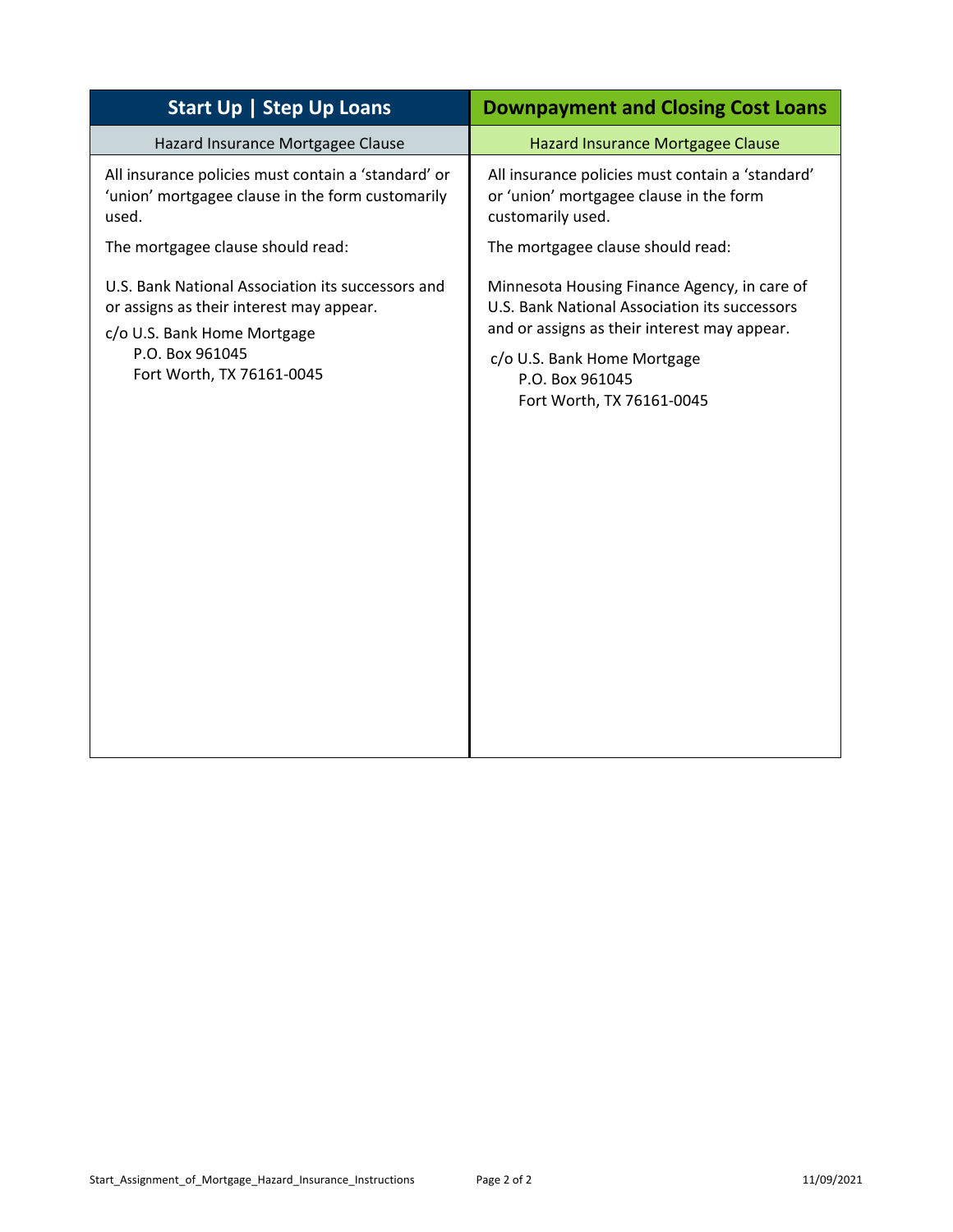| Start Up \| Step Up Loans | Downpayment and Closing Cost Loans |
|---|---|
| Hazard Insurance Mortgagee Clause | Hazard Insurance Mortgagee Clause |
| All insurance policies must contain a 'standard' or 'union' mortgagee clause in the form customarily used.<br><br>The mortgagee clause should read:<br><br>U.S. Bank National Association its successors and or assigns as their interest may appear.<br><br>c/o U.S. Bank Home Mortgage<br>P.O. Box 961045<br>Fort Worth, TX 76161-0045 | All insurance policies must contain a 'standard' or 'union' mortgagee clause in the form customarily used.<br><br>The mortgagee clause should read:<br><br>Minnesota Housing Finance Agency, in care of U.S. Bank National Association its successors and or assigns as their interest may appear.<br><br>c/o U.S. Bank Home Mortgage<br>P.O. Box 961045<br>Fort Worth, TX 76161-0045 |

Start_Assignment_of_Mortgage_Hazard_Insurance_Instructions 11/09/2021